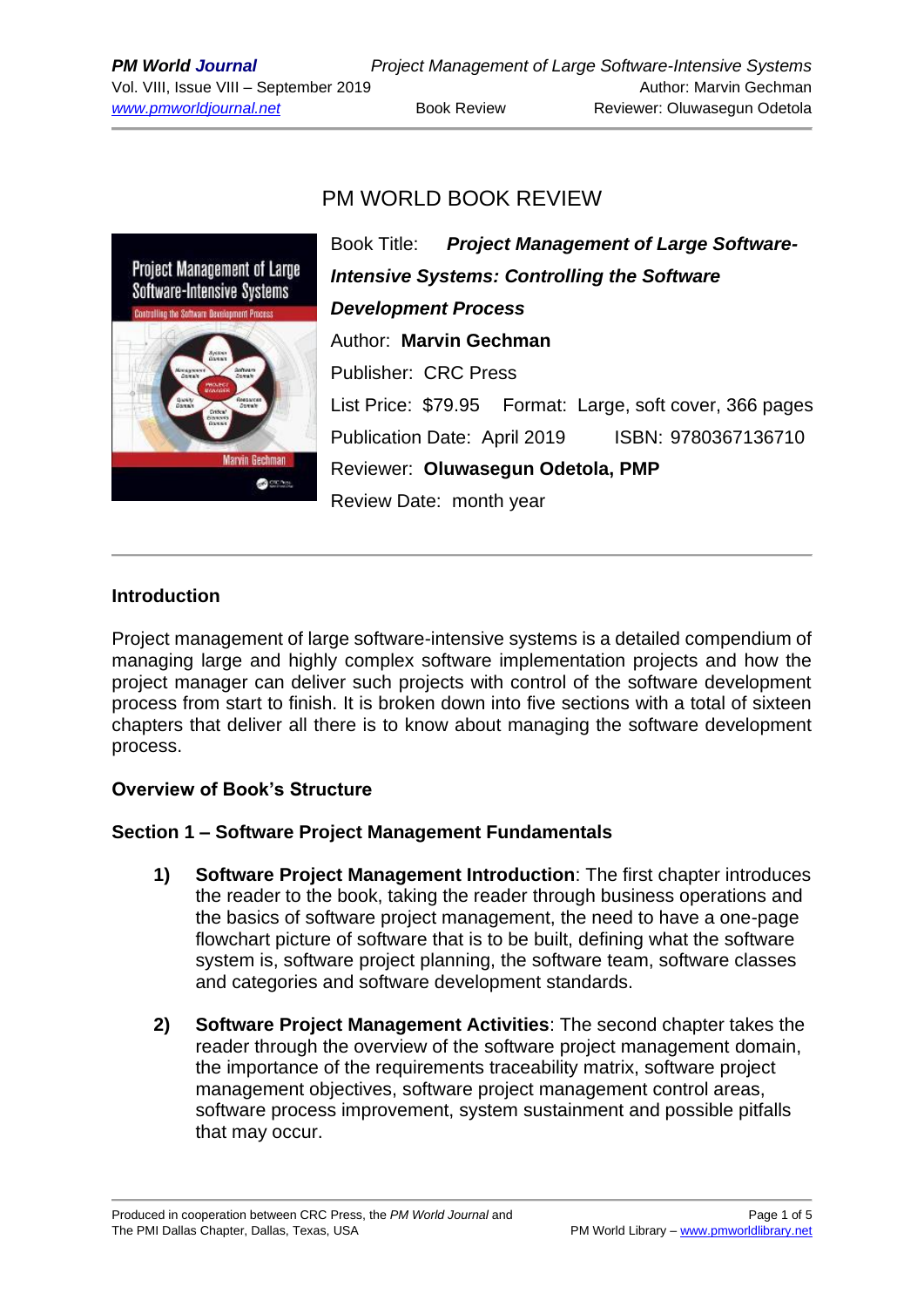# PM WORLD BOOK REVIEW

Book Title: ***Project Management of Large Software-Intensive Systems: Controlling the Software Development Process***

Author: **Marvin Gechman**

Publisher: CRC Press

List Price: $79.95 Format: Large, soft cover, 366 pages

Publication Date: April 2019 ISBN: 9780367136710

Reviewer: **Oluwasegun Odetola, PMP**

Review Date: month year

---

## Introduction

Project management of large software-intensive systems is a detailed compendium of managing large and highly complex software implementation projects and how the project manager can deliver such projects with control of the software development process from start to finish. It is broken down into five sections with a total of sixteen chapters that deliver all there is to know about managing the software development process.

## Overview of Book's Structure

### Section 1 – Software Project Management Fundamentals

1) **Software Project Management Introduction**: The first chapter introduces the reader to the book, taking the reader through business operations and the basics of software project management, the need to have a one-page flowchart picture of software that is to be built, defining what the software system is, software project planning, the software team, software classes and categories and software development standards.

2) **Software Project Management Activities**: The second chapter takes the reader through the overview of the software project management domain, the importance of the requirements traceability matrix, software project management objectives, software project management control areas, software process improvement, system sustainment and possible pitfalls that may occur.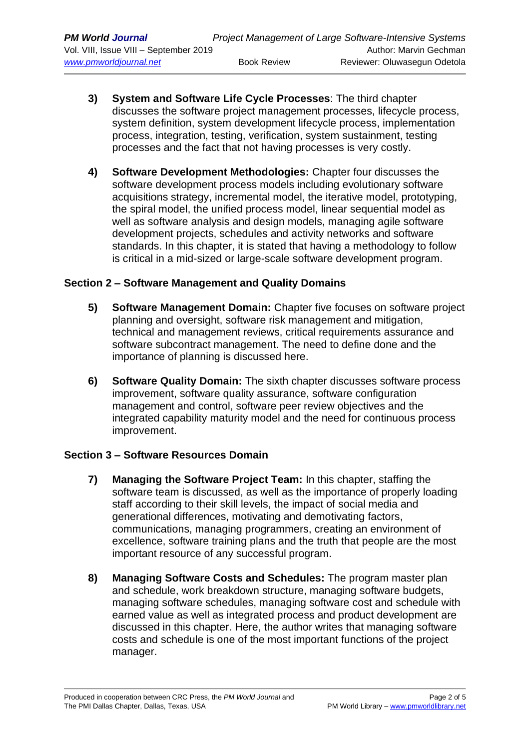3) **System and Software Life Cycle Processes**: The third chapter discusses the software project management processes, lifecycle process, system definition, system development lifecycle process, implementation process, integration, testing, verification, system sustainment, testing processes and the fact that not having processes is very costly.

4) **Software Development Methodologies:** Chapter four discusses the software development process models including evolutionary software acquisitions strategy, incremental model, the iterative model, prototyping, the spiral model, the unified process model, linear sequential model as well as software analysis and design models, managing agile software development projects, schedules and activity networks and software standards. In this chapter, it is stated that having a methodology to follow is critical in a mid-sized or large-scale software development program.

### Section 2 – Software Management and Quality Domains

5) **Software Management Domain:** Chapter five focuses on software project planning and oversight, software risk management and mitigation, technical and management reviews, critical requirements assurance and software subcontract management. The need to define done and the importance of planning is discussed here.

6) **Software Quality Domain:** The sixth chapter discusses software process improvement, software quality assurance, software configuration management and control, software peer review objectives and the integrated capability maturity model and the need for continuous process improvement.

### Section 3 – Software Resources Domain

7) **Managing the Software Project Team:** In this chapter, staffing the software team is discussed, as well as the importance of properly loading staff according to their skill levels, the impact of social media and generational differences, motivating and demotivating factors, communications, managing programmers, creating an environment of excellence, software training plans and the truth that people are the most important resource of any successful program.

8) **Managing Software Costs and Schedules:** The program master plan and schedule, work breakdown structure, managing software budgets, managing software schedules, managing software cost and schedule with earned value as well as integrated process and product development are discussed in this chapter. Here, the author writes that managing software costs and schedule is one of the most important functions of the project manager.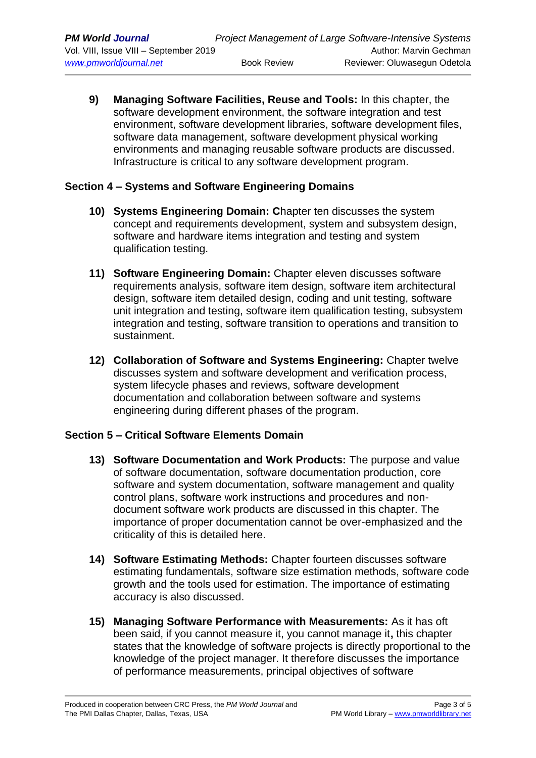9) **Managing Software Facilities, Reuse and Tools:** In this chapter, the software development environment, the software integration and test environment, software development libraries, software development files, software data management, software development physical working environments and managing reusable software products are discussed. Infrastructure is critical to any software development program.

**Section 4 – Systems and Software Engineering Domains**

10) **Systems Engineering Domain: C**hapter ten discusses the system concept and requirements development, system and subsystem design, software and hardware items integration and testing and system qualification testing.

11) **Software Engineering Domain:** Chapter eleven discusses software requirements analysis, software item design, software item architectural design, software item detailed design, coding and unit testing, software unit integration and testing, software item qualification testing, subsystem integration and testing, software transition to operations and transition to sustainment.

12) **Collaboration of Software and Systems Engineering:** Chapter twelve discusses system and software development and verification process, system lifecycle phases and reviews, software development documentation and collaboration between software and systems engineering during different phases of the program.

**Section 5 – Critical Software Elements Domain**

13) **Software Documentation and Work Products:** The purpose and value of software documentation, software documentation production, core software and system documentation, software management and quality control plans, software work instructions and procedures and non-document software work products are discussed in this chapter. The importance of proper documentation cannot be over-emphasized and the criticality of this is detailed here.

14) **Software Estimating Methods:** Chapter fourteen discusses software estimating fundamentals, software size estimation methods, software code growth and the tools used for estimation. The importance of estimating accuracy is also discussed.

15) **Managing Software Performance with Measurements:** As it has oft been said, if you cannot measure it, you cannot manage it**,** this chapter states that the knowledge of software projects is directly proportional to the knowledge of the project manager. It therefore discusses the importance of performance measurements, principal objectives of software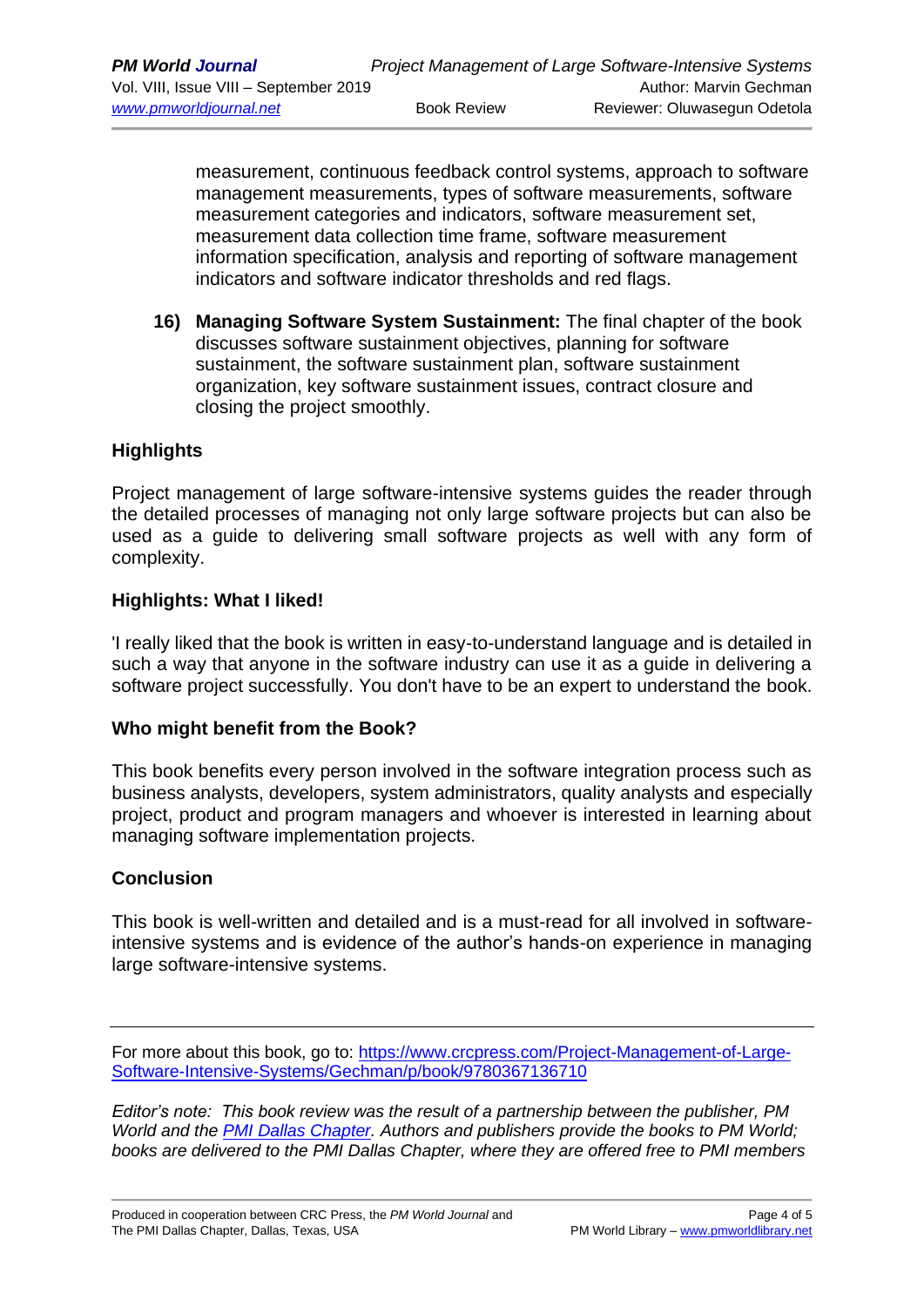measurement, continuous feedback control systems, approach to software management measurements, types of software measurements, software measurement categories and indicators, software measurement set, measurement data collection time frame, software measurement information specification, analysis and reporting of software management indicators and software indicator thresholds and red flags.

16) **Managing Software System Sustainment:** The final chapter of the book discusses software sustainment objectives, planning for software sustainment, the software sustainment plan, software sustainment organization, key software sustainment issues, contract closure and closing the project smoothly.

## Highlights

Project management of large software-intensive systems guides the reader through the detailed processes of managing not only large software projects but can also be used as a guide to delivering small software projects as well with any form of complexity.

## Highlights: What I liked!

'I really liked that the book is written in easy-to-understand language and is detailed in such a way that anyone in the software industry can use it as a guide in delivering a software project successfully. You don't have to be an expert to understand the book.

## Who might benefit from the Book?

This book benefits every person involved in the software integration process such as business analysts, developers, system administrators, quality analysts and especially project, product and program managers and whoever is interested in learning about managing software implementation projects.

## Conclusion

This book is well-written and detailed and is a must-read for all involved in software-intensive systems and is evidence of the author's hands-on experience in managing large software-intensive systems.

---

For more about this book, go to: [https://www.crcpress.com/Project-Management-of-Large-Software-Intensive-Systems/Gechman/p/book/9780367136710](https://www.crcpress.com/Project-Management-of-Large-Software-Intensive-Systems/Gechman/p/book/9780367136710)

*Editor's note: This book review was the result of a partnership between the publisher, PM World and the [PMI Dallas Chapter](#). Authors and publishers provide the books to PM World; books are delivered to the PMI Dallas Chapter, where they are offered free to PMI members*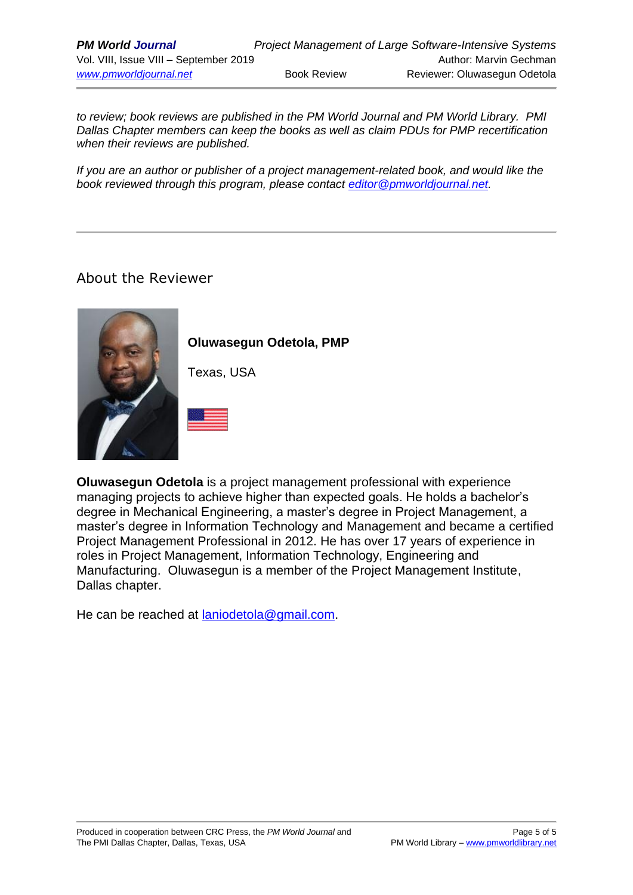*to review; book reviews are published in the PM World Journal and PM World Library. PMI Dallas Chapter members can keep the books as well as claim PDUs for PMP recertification when their reviews are published.*

*If you are an author or publisher of a project management-related book, and would like the book reviewed through this program, please contact [editor@pmworldjournal.net](mailto:editor@pmworldjournal.net).*

---

## About the Reviewer

**Oluwasegun Odetola, PMP**

Texas, USA

**Oluwasegun Odetola** is a project management professional with experience managing projects to achieve higher than expected goals. He holds a bachelor's degree in Mechanical Engineering, a master's degree in Project Management, a master's degree in Information Technology and Management and became a certified Project Management Professional in 2012. He has over 17 years of experience in roles in Project Management, Information Technology, Engineering and Manufacturing. Oluwasegun is a member of the Project Management Institute, Dallas chapter.

He can be reached at [laniodetola@gmail.com](mailto:laniodetola@gmail.com).